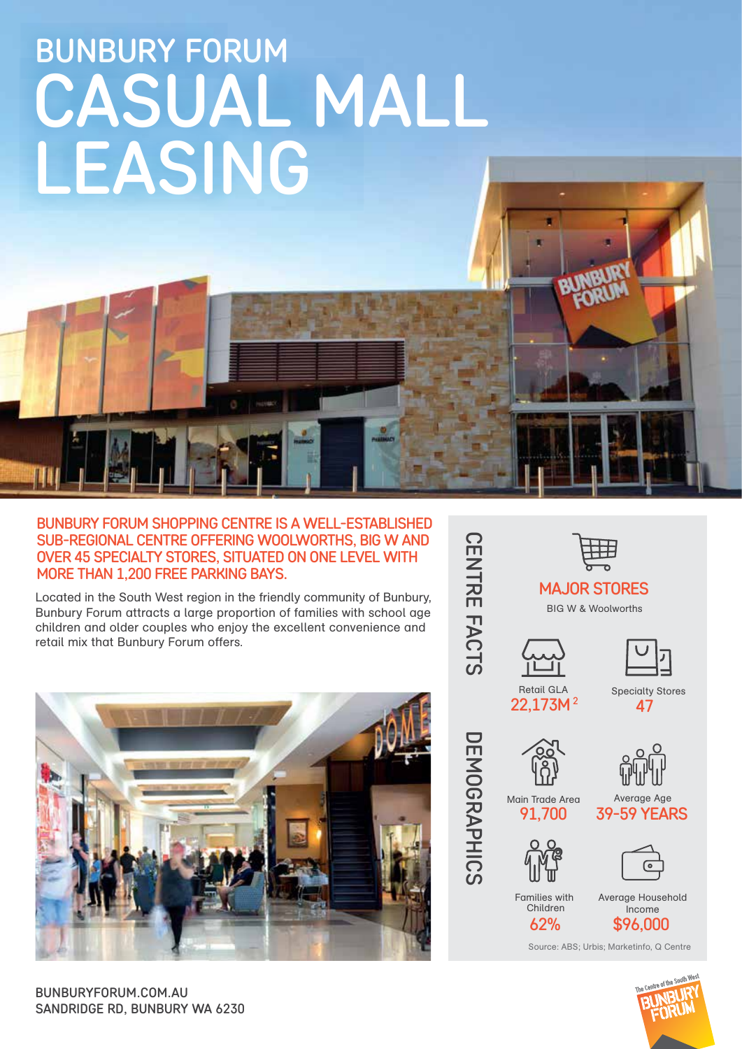# BUNBURY FORUM
# CASUAL MALL LEASING

**BUNBURY FORUM SHOPPING CENTRE IS A WELL-ESTABLISHED SUB-REGIONAL CENTRE OFFERING WOOLWORTHS, BIG W AND OVER 45 SPECIALTY STORES, SITUATED ON ONE LEVEL WITH MORE THAN 1,200 FREE PARKING BAYS.**

Located in the South West region in the friendly community of Bunbury, Bunbury Forum attracts a large proportion of families with school age children and older couples who enjoy the excellent convenience and retail mix that Bunbury Forum offers.

## CENTRE FACTS

**MAJOR STORES**
BIG W & Woolworths

Retail GLA
**22,173M$^2$**

Specialty Stores
**47**

## DEMOGRAPHICS

Main Trade Area
**91,700**

Average Age
**39-59 YEARS**

Families with Children
**62%**

Average Household Income
**$96,000**

Source: ABS; Urbis; Marketinfo, Q Centre

BUNBURYFORUM.COM.AU
SANDRIDGE RD, BUNBURY WA 6230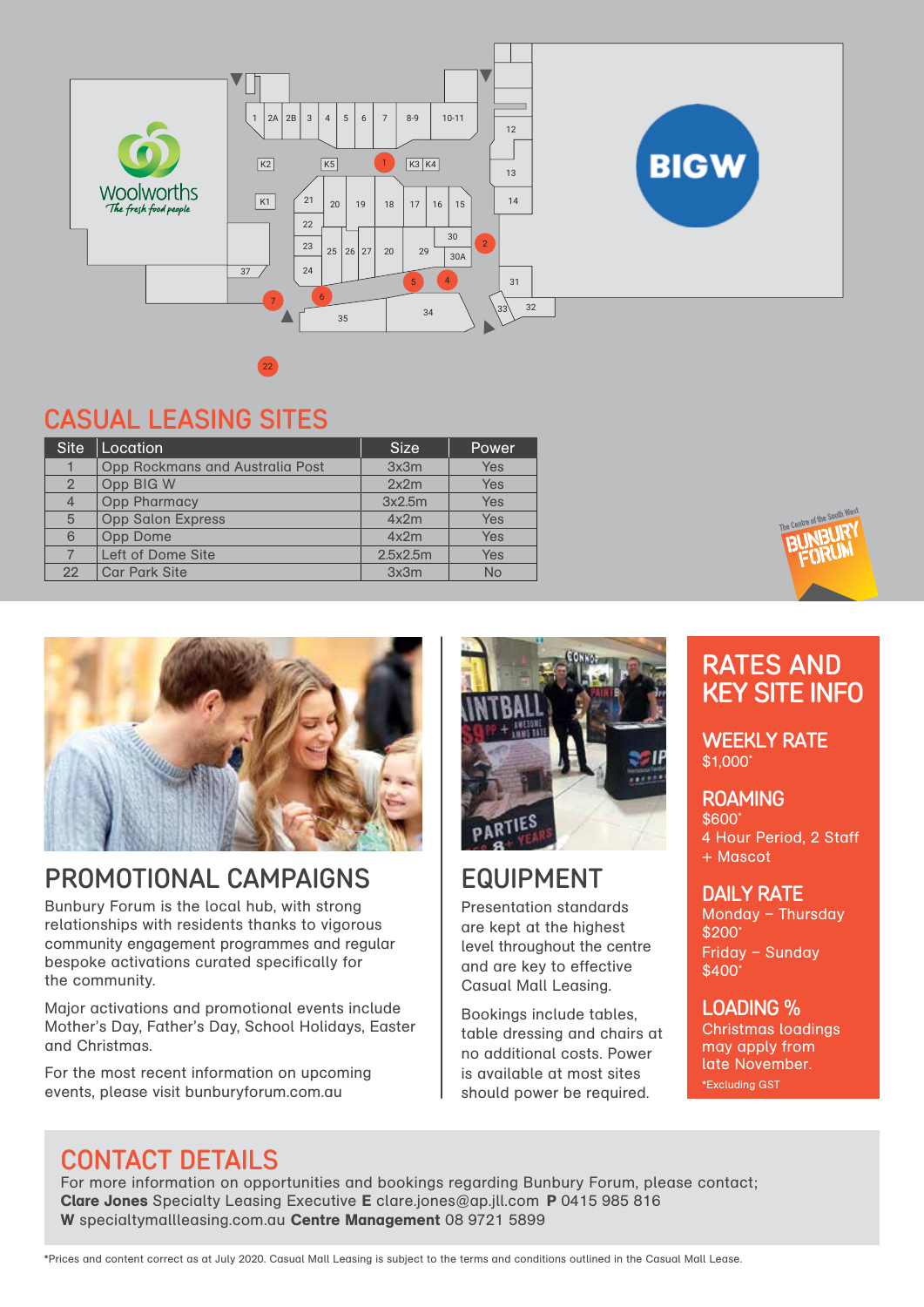## CASUAL LEASING SITES

| Site | Location | Size | Power |
|---|---|---|---|
| 1 | Opp Rockmans and Australia Post | 3x3m | Yes |
| 2 | Opp BIG W | 2x2m | Yes |
| 4 | Opp Pharmacy | 3x2.5m | Yes |
| 5 | Opp Salon Express | 4x2m | Yes |
| 6 | Opp Dome | 4x2m | Yes |
| 7 | Left of Dome Site | 2.5x2.5m | Yes |
| 22 | Car Park Site | 3x3m | No |

## PROMOTIONAL CAMPAIGNS

Bunbury Forum is the local hub, with strong relationships with residents thanks to vigorous community engagement programmes and regular bespoke activations curated specifically for the community.

Major activations and promotional events include Mother's Day, Father's Day, School Holidays, Easter and Christmas.

For the most recent information on upcoming events, please visit bunburyforum.com.au

## EQUIPMENT

Presentation standards are kept at the highest level throughout the centre and are key to effective Casual Mall Leasing.

Bookings include tables, table dressing and chairs at no additional costs. Power is available at most sites should power be required.

## RATES AND KEY SITE INFO

### WEEKLY RATE
$1,000*

### ROAMING
$600*
4 Hour Period, 2 Staff + Mascot

### DAILY RATE
Monday – Thursday
$200*
Friday – Sunday
$400*

### LOADING %
Christmas loadings may apply from late November.

*Excluding GST

## CONTACT DETAILS

For more information on opportunities and bookings regarding Bunbury Forum, please contact;
**Clare Jones** Specialty Leasing Executive **E** clare.jones@ap.jll.com **P** 0415 985 816
**W** specialtymallleasing.com.au **Centre Management** 08 9721 5899

*Prices and content correct as at July 2020. Casual Mall Leasing is subject to the terms and conditions outlined in the Casual Mall Lease.